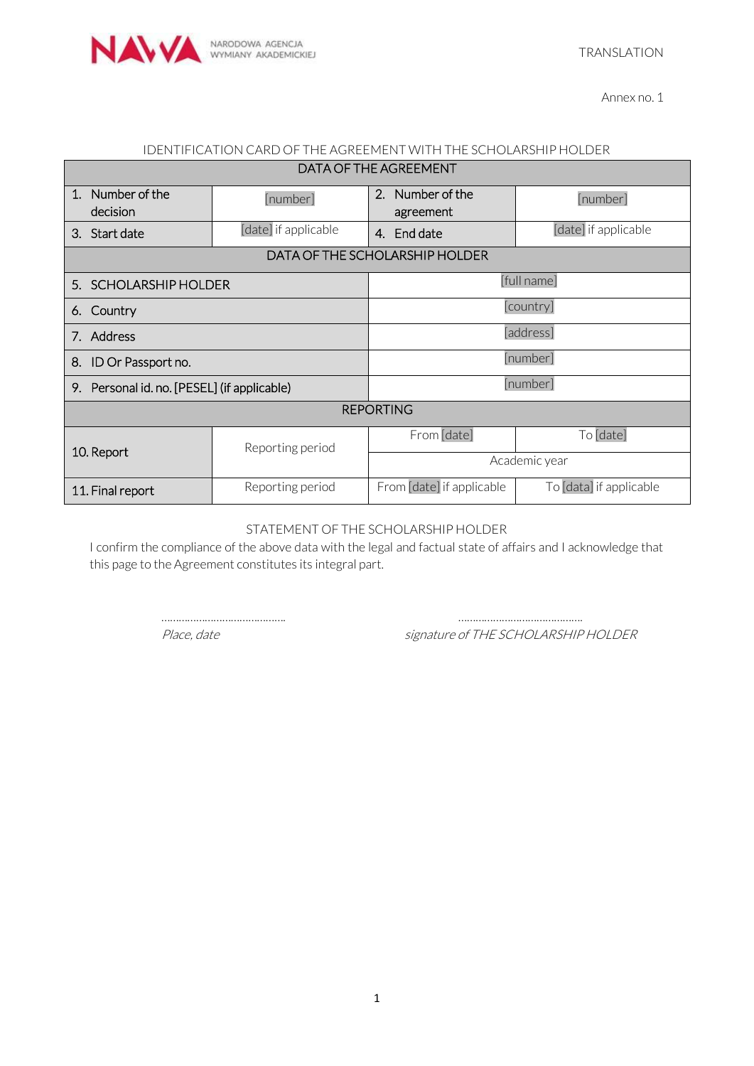NAWA NARODOWA AGENCJA WYMIANY AKADEMICKIEJ

TRANSLATION

Annex no. 1

IDENTIFICATION CARD OF THE AGREEMENT WITH THE SCHOLARSHIP HOLDER

| DATA OF THE AGREEMENT | | | |
|---|---|---|---|
| 1. Number of the decision | [number] | 2. Number of the agreement | [number] |
| 3. Start date | [date] if applicable | 4. End date | [date] if applicable |
| DATA OF THE SCHOLARSHIP HOLDER | | | |
| 5. SCHOLARSHIP HOLDER | | [full name] | |
| 6. Country | | [country] | |
| 7. Address | | [address] | |
| 8. ID Or Passport no. | | [number] | |
| 9. Personal id. no. [PESEL] (if applicable) | | [number] | |
| REPORTING | | | |
| 10. Report | Reporting period | From [date] | To [date] |
| | | Academic year | |
| 11. Final report | Reporting period | From [date] if applicable | To [data] if applicable |

STATEMENT OF THE SCHOLARSHIP HOLDER

I confirm the compliance of the above data with the legal and factual state of affairs and I acknowledge that this page to the Agreement constitutes its integral part.

……………………………………
*Place, date*

……………………………………
*signature of THE SCHOLARSHIP HOLDER*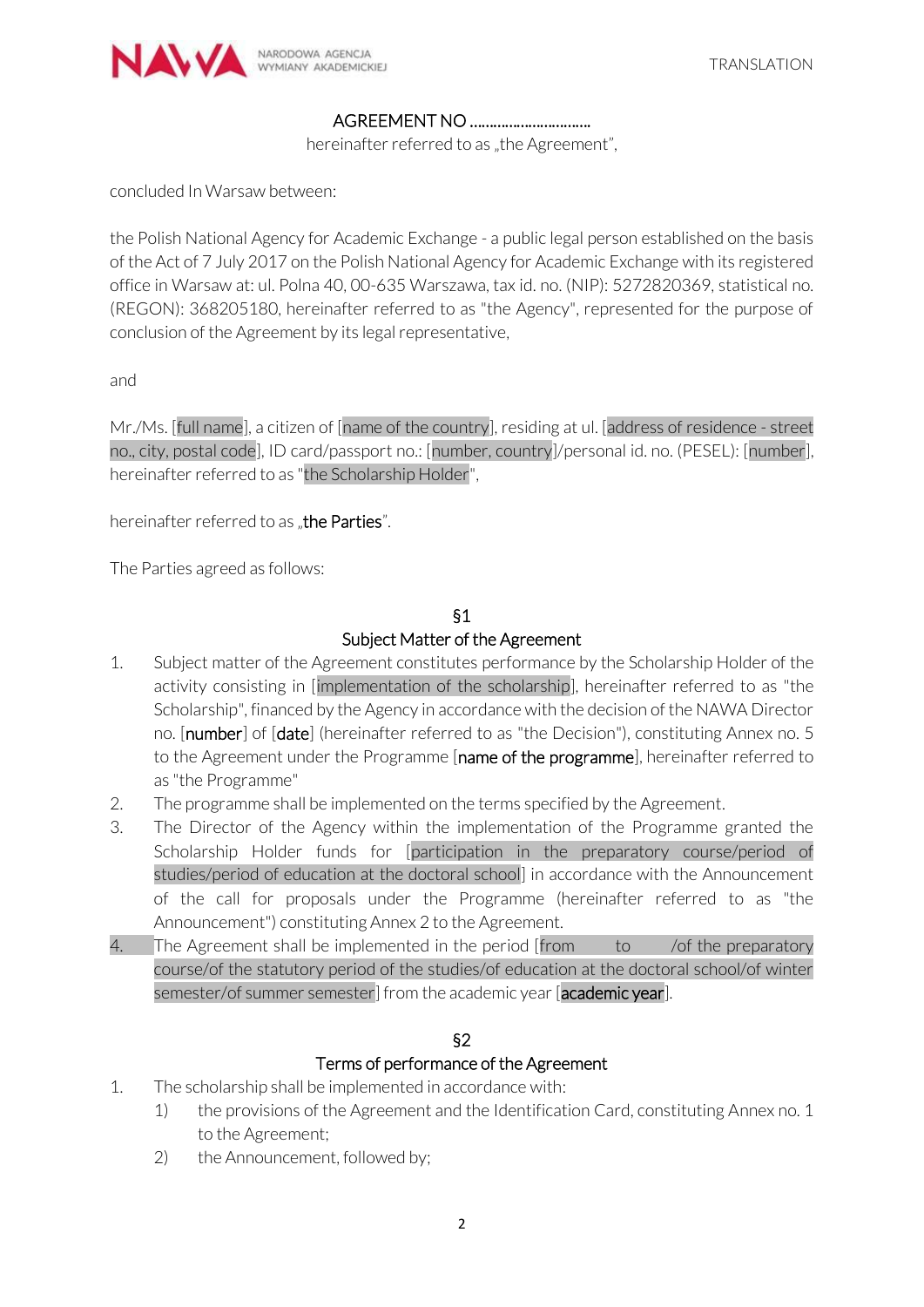TRANSLATION

# AGREEMENT NO ..............................

hereinafter referred to as „the Agreement",

concluded In Warsaw between:

the Polish National Agency for Academic Exchange - a public legal person established on the basis of the Act of 7 July 2017 on the Polish National Agency for Academic Exchange with its registered office in Warsaw at: ul. Polna 40, 00-635 Warszawa, tax id. no. (NIP): 5272820369, statistical no. (REGON): 368205180, hereinafter referred to as "the Agency", represented for the purpose of conclusion of the Agreement by its legal representative,

and

Mr./Ms. [full name], a citizen of [name of the country], residing at ul. [address of residence - street no., city, postal code], ID card/passport no.: [number, country]/personal id. no. (PESEL): [number], hereinafter referred to as "the Scholarship Holder",

hereinafter referred to as „**the Parties**".

The Parties agreed as follows:

## §1
## Subject Matter of the Agreement

1. Subject matter of the Agreement constitutes performance by the Scholarship Holder of the activity consisting in [implementation of the scholarship], hereinafter referred to as "the Scholarship", financed by the Agency in accordance with the decision of the NAWA Director no. [**number**] of [**date**] (hereinafter referred to as "the Decision"), constituting Annex no. 5 to the Agreement under the Programme [**name of the programme**], hereinafter referred to as "the Programme"
2. The programme shall be implemented on the terms specified by the Agreement.
3. The Director of the Agency within the implementation of the Programme granted the Scholarship Holder funds for [participation in the preparatory course/period of studies/period of education at the doctoral school] in accordance with the Announcement of the call for proposals under the Programme (hereinafter referred to as "the Announcement") constituting Annex 2 to the Agreement.
4. The Agreement shall be implemented in the period [from to /of the preparatory course/of the statutory period of the studies/of education at the doctoral school/of winter semester/of summer semester] from the academic year [**academic year**].

## §2
## Terms of performance of the Agreement

1. The scholarship shall be implemented in accordance with:
   1) the provisions of the Agreement and the Identification Card, constituting Annex no. 1 to the Agreement;
   2) the Announcement, followed by;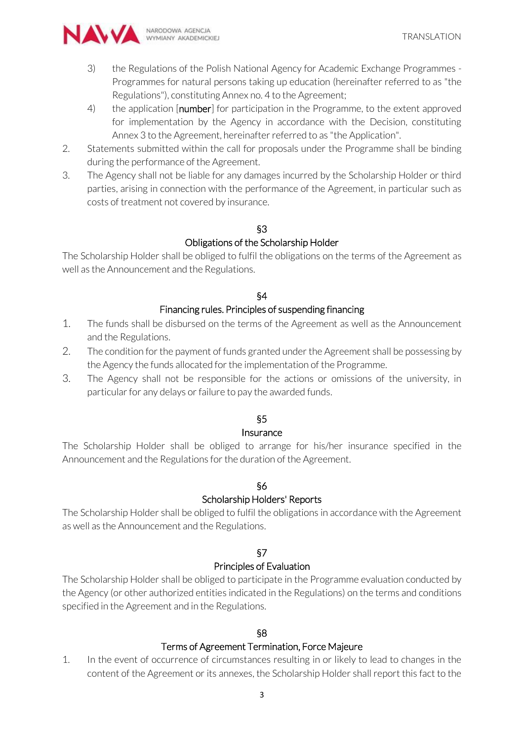3) the Regulations of the Polish National Agency for Academic Exchange Programmes - Programmes for natural persons taking up education (hereinafter referred to as "the Regulations"), constituting Annex no. 4 to the Agreement;

4) the application [number] for participation in the Programme, to the extent approved for implementation by the Agency in accordance with the Decision, constituting Annex 3 to the Agreement, hereinafter referred to as "the Application".

2. Statements submitted within the call for proposals under the Programme shall be binding during the performance of the Agreement.

3. The Agency shall not be liable for any damages incurred by the Scholarship Holder or third parties, arising in connection with the performance of the Agreement, in particular such as costs of treatment not covered by insurance.

## §3
## Obligations of the Scholarship Holder

The Scholarship Holder shall be obliged to fulfil the obligations on the terms of the Agreement as well as the Announcement and the Regulations.

## §4
## Financing rules. Principles of suspending financing

1. The funds shall be disbursed on the terms of the Agreement as well as the Announcement and the Regulations.
2. The condition for the payment of funds granted under the Agreement shall be possessing by the Agency the funds allocated for the implementation of the Programme.
3. The Agency shall not be responsible for the actions or omissions of the university, in particular for any delays or failure to pay the awarded funds.

## §5
## Insurance

The Scholarship Holder shall be obliged to arrange for his/her insurance specified in the Announcement and the Regulations for the duration of the Agreement.

## §6
## Scholarship Holders' Reports

The Scholarship Holder shall be obliged to fulfil the obligations in accordance with the Agreement as well as the Announcement and the Regulations.

## §7
## Principles of Evaluation

The Scholarship Holder shall be obliged to participate in the Programme evaluation conducted by the Agency (or other authorized entities indicated in the Regulations) on the terms and conditions specified in the Agreement and in the Regulations.

## §8
## Terms of Agreement Termination, Force Majeure

1. In the event of occurrence of circumstances resulting in or likely to lead to changes in the content of the Agreement or its annexes, the Scholarship Holder shall report this fact to the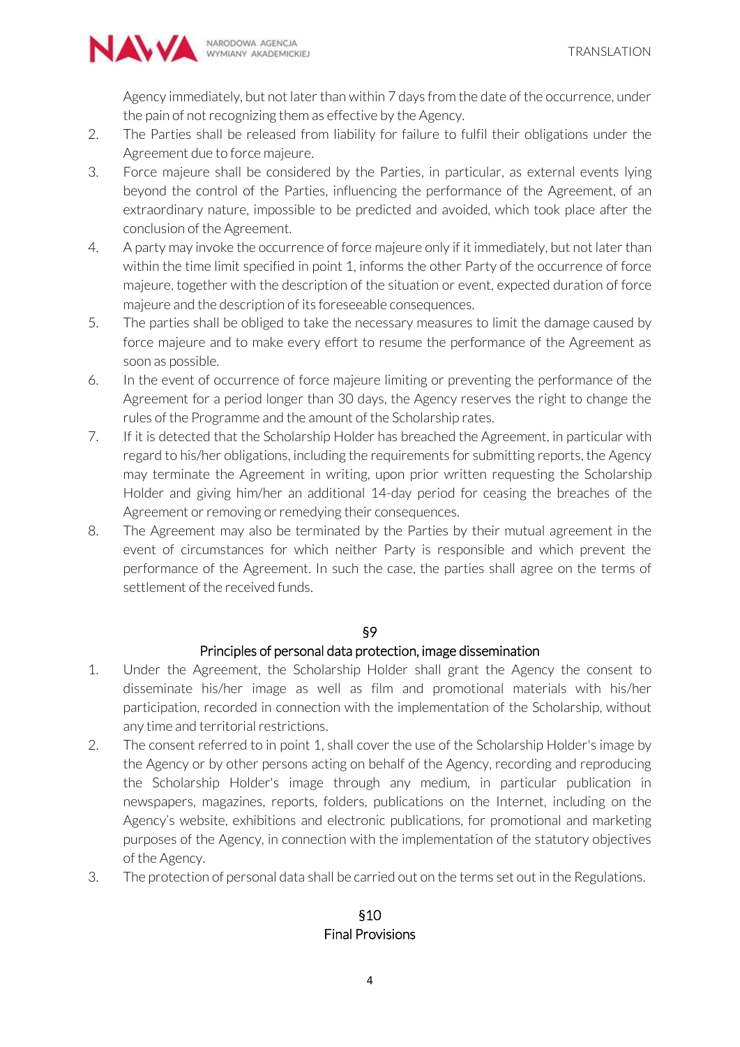Agency immediately, but not later than within 7 days from the date of the occurrence, under the pain of not recognizing them as effective by the Agency.

2. The Parties shall be released from liability for failure to fulfil their obligations under the Agreement due to force majeure.
3. Force majeure shall be considered by the Parties, in particular, as external events lying beyond the control of the Parties, influencing the performance of the Agreement, of an extraordinary nature, impossible to be predicted and avoided, which took place after the conclusion of the Agreement.
4. A party may invoke the occurrence of force majeure only if it immediately, but not later than within the time limit specified in point 1, informs the other Party of the occurrence of force majeure, together with the description of the situation or event, expected duration of force majeure and the description of its foreseeable consequences.
5. The parties shall be obliged to take the necessary measures to limit the damage caused by force majeure and to make every effort to resume the performance of the Agreement as soon as possible.
6. In the event of occurrence of force majeure limiting or preventing the performance of the Agreement for a period longer than 30 days, the Agency reserves the right to change the rules of the Programme and the amount of the Scholarship rates.
7. If it is detected that the Scholarship Holder has breached the Agreement, in particular with regard to his/her obligations, including the requirements for submitting reports, the Agency may terminate the Agreement in writing, upon prior written requesting the Scholarship Holder and giving him/her an additional 14-day period for ceasing the breaches of the Agreement or removing or remedying their consequences.
8. The Agreement may also be terminated by the Parties by their mutual agreement in the event of circumstances for which neither Party is responsible and which prevent the performance of the Agreement. In such the case, the parties shall agree on the terms of settlement of the received funds.

## §9
## Principles of personal data protection, image dissemination

1. Under the Agreement, the Scholarship Holder shall grant the Agency the consent to disseminate his/her image as well as film and promotional materials with his/her participation, recorded in connection with the implementation of the Scholarship, without any time and territorial restrictions.
2. The consent referred to in point 1, shall cover the use of the Scholarship Holder's image by the Agency or by other persons acting on behalf of the Agency, recording and reproducing the Scholarship Holder's image through any medium, in particular publication in newspapers, magazines, reports, folders, publications on the Internet, including on the Agency's website, exhibitions and electronic publications, for promotional and marketing purposes of the Agency, in connection with the implementation of the statutory objectives of the Agency.
3. The protection of personal data shall be carried out on the terms set out in the Regulations.

## §10
## Final Provisions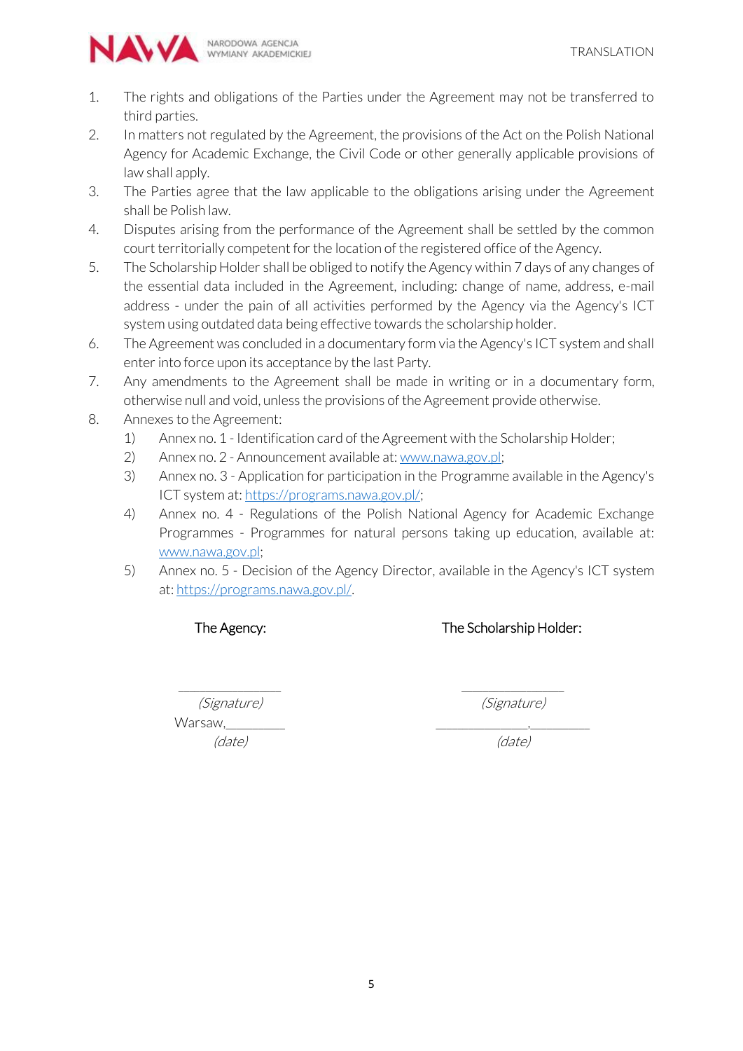1. The rights and obligations of the Parties under the Agreement may not be transferred to third parties.
2. In matters not regulated by the Agreement, the provisions of the Act on the Polish National Agency for Academic Exchange, the Civil Code or other generally applicable provisions of law shall apply.
3. The Parties agree that the law applicable to the obligations arising under the Agreement shall be Polish law.
4. Disputes arising from the performance of the Agreement shall be settled by the common court territorially competent for the location of the registered office of the Agency.
5. The Scholarship Holder shall be obliged to notify the Agency within 7 days of any changes of the essential data included in the Agreement, including: change of name, address, e-mail address - under the pain of all activities performed by the Agency via the Agency's ICT system using outdated data being effective towards the scholarship holder.
6. The Agreement was concluded in a documentary form via the Agency's ICT system and shall enter into force upon its acceptance by the last Party.
7. Any amendments to the Agreement shall be made in writing or in a documentary form, otherwise null and void, unless the provisions of the Agreement provide otherwise.
8. Annexes to the Agreement:
   1) Annex no. 1 - Identification card of the Agreement with the Scholarship Holder;
   2) Annex no. 2 - Announcement available at: www.nawa.gov.pl;
   3) Annex no. 3 - Application for participation in the Programme available in the Agency's ICT system at: https://programs.nawa.gov.pl/;
   4) Annex no. 4 - Regulations of the Polish National Agency for Academic Exchange Programmes - Programmes for natural persons taking up education, available at: www.nawa.gov.pl;
   5) Annex no. 5 - Decision of the Agency Director, available in the Agency's ICT system at: https://programs.nawa.gov.pl/.

| The Agency: | The Scholarship Holder: |
| --- | --- |
| ______________ | ______________ |
| *(Signature)* | *(Signature)* |
| Warsaw,________ | ______________,________ |
| *(date)* | *(date)* |